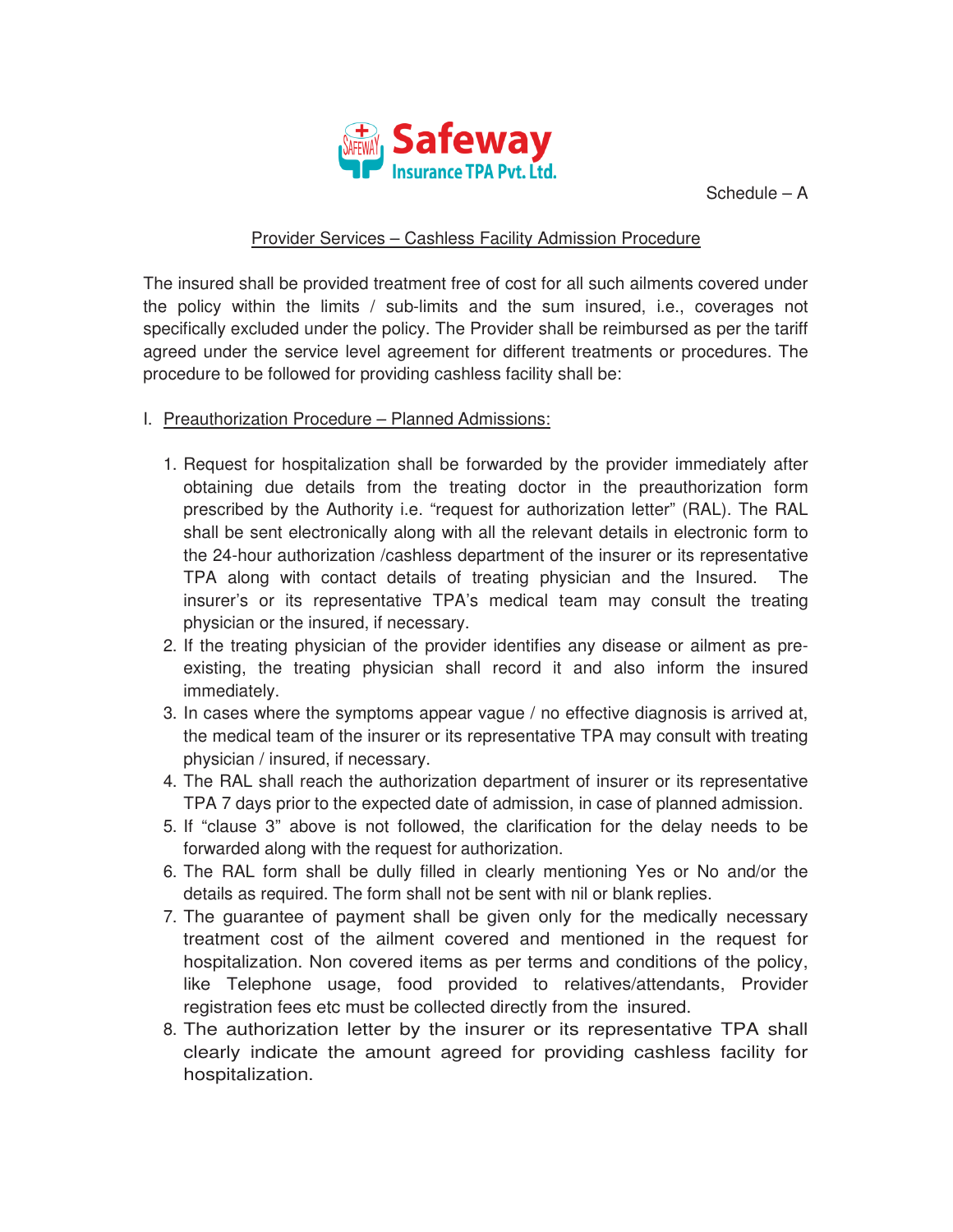**Safeway Insurance TPA Pvt. Ltd.**

Schedule – A

## Provider Services – Cashless Facility Admission Procedure

The insured shall be provided treatment free of cost for all such ailments covered under the policy within the limits / sub-limits and the sum insured, i.e., coverages not specifically excluded under the policy. The Provider shall be reimbursed as per the tariff agreed under the service level agreement for different treatments or procedures. The procedure to be followed for providing cashless facility shall be:

### I. Preauthorization Procedure – Planned Admissions:

1. Request for hospitalization shall be forwarded by the provider immediately after obtaining due details from the treating doctor in the preauthorization form prescribed by the Authority i.e. "request for authorization letter" (RAL). The RAL shall be sent electronically along with all the relevant details in electronic form to the 24-hour authorization /cashless department of the insurer or its representative TPA along with contact details of treating physician and the Insured. The insurer's or its representative TPA's medical team may consult the treating physician or the insured, if necessary.
2. If the treating physician of the provider identifies any disease or ailment as pre-existing, the treating physician shall record it and also inform the insured immediately.
3. In cases where the symptoms appear vague / no effective diagnosis is arrived at, the medical team of the insurer or its representative TPA may consult with treating physician / insured, if necessary.
4. The RAL shall reach the authorization department of insurer or its representative TPA 7 days prior to the expected date of admission, in case of planned admission.
5. If "clause 3" above is not followed, the clarification for the delay needs to be forwarded along with the request for authorization.
6. The RAL form shall be dully filled in clearly mentioning Yes or No and/or the details as required. The form shall not be sent with nil or blank replies.
7. The guarantee of payment shall be given only for the medically necessary treatment cost of the ailment covered and mentioned in the request for hospitalization. Non covered items as per terms and conditions of the policy, like Telephone usage, food provided to relatives/attendants, Provider registration fees etc must be collected directly from the insured.
8. The authorization letter by the insurer or its representative TPA shall clearly indicate the amount agreed for providing cashless facility for hospitalization.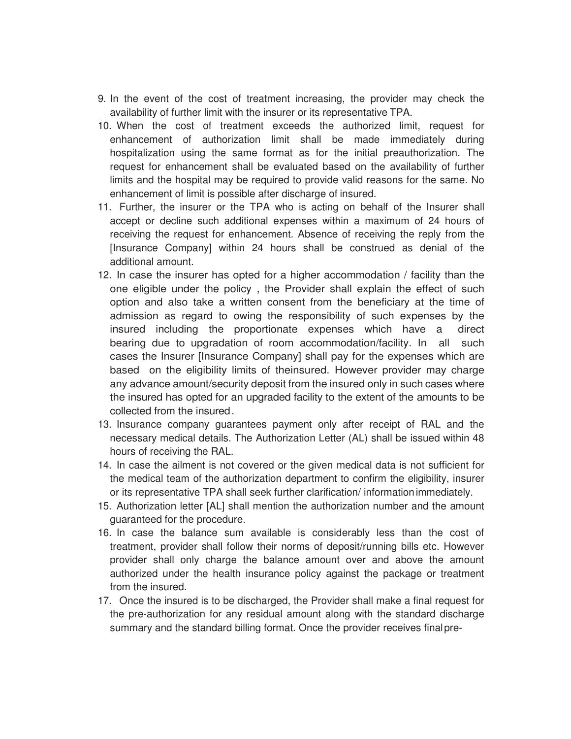9. In the event of the cost of treatment increasing, the provider may check the availability of further limit with the insurer or its representative TPA.
10. When the cost of treatment exceeds the authorized limit, request for enhancement of authorization limit shall be made immediately during hospitalization using the same format as for the initial preauthorization. The request for enhancement shall be evaluated based on the availability of further limits and the hospital may be required to provide valid reasons for the same. No enhancement of limit is possible after discharge of insured.
11. Further, the insurer or the TPA who is acting on behalf of the Insurer shall accept or decline such additional expenses within a maximum of 24 hours of receiving the request for enhancement. Absence of receiving the reply from the [Insurance Company] within 24 hours shall be construed as denial of the additional amount.
12. In case the insurer has opted for a higher accommodation / facility than the one eligible under the policy , the Provider shall explain the effect of such option and also take a written consent from the beneficiary at the time of admission as regard to owing the responsibility of such expenses by the insured including the proportionate expenses which have a direct bearing due to upgradation of room accommodation/facility. In all such cases the Insurer [Insurance Company] shall pay for the expenses which are based on the eligibility limits of theinsured. However provider may charge any advance amount/security deposit from the insured only in such cases where the insured has opted for an upgraded facility to the extent of the amounts to be collected from the insured.
13. Insurance company guarantees payment only after receipt of RAL and the necessary medical details. The Authorization Letter (AL) shall be issued within 48 hours of receiving the RAL.
14. In case the ailment is not covered or the given medical data is not sufficient for the medical team of the authorization department to confirm the eligibility, insurer or its representative TPA shall seek further clarification/ information immediately.
15. Authorization letter [AL] shall mention the authorization number and the amount guaranteed for the procedure.
16. In case the balance sum available is considerably less than the cost of treatment, provider shall follow their norms of deposit/running bills etc. However provider shall only charge the balance amount over and above the amount authorized under the health insurance policy against the package or treatment from the insured.
17. Once the insured is to be discharged, the Provider shall make a final request for the pre-authorization for any residual amount along with the standard discharge summary and the standard billing format. Once the provider receives final pre-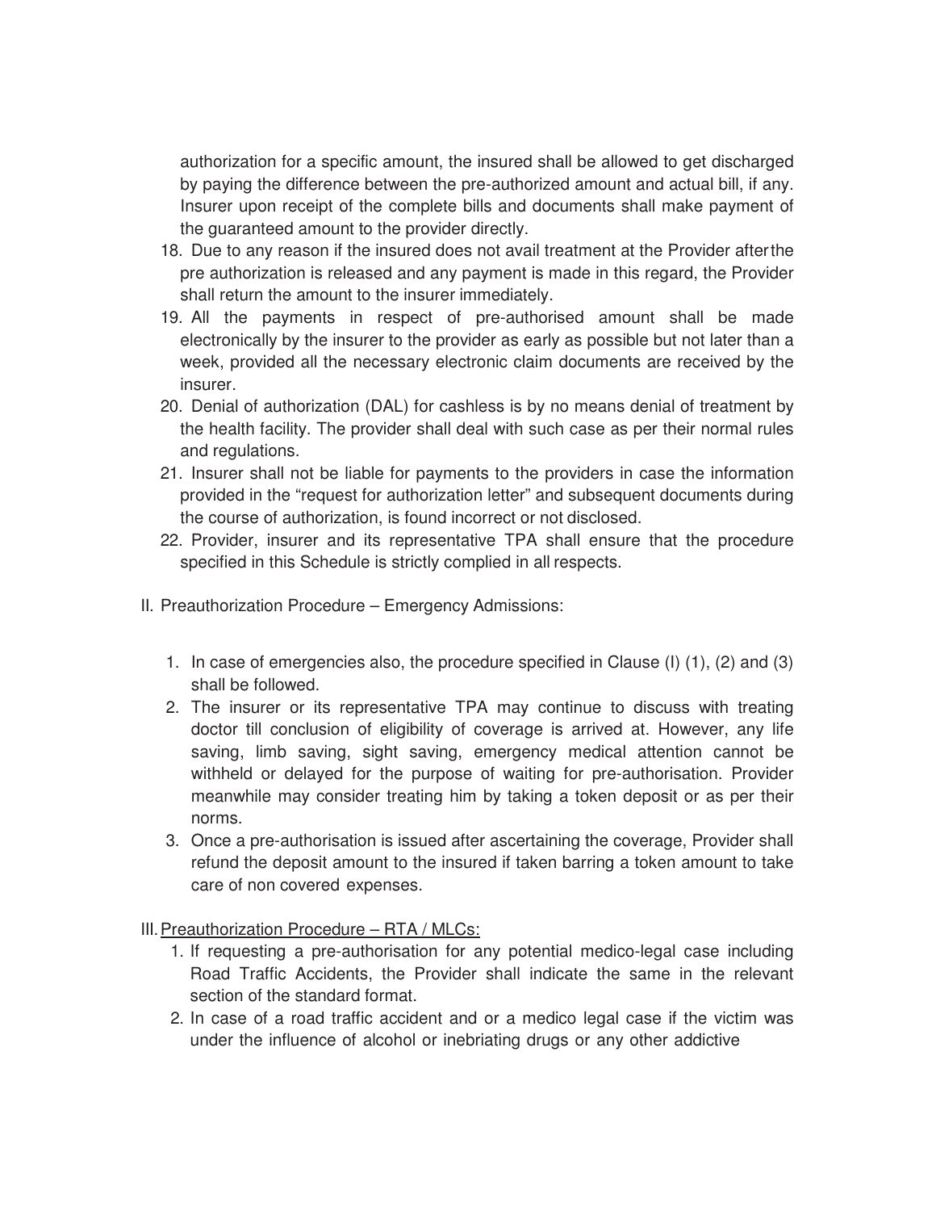authorization for a specific amount, the insured shall be allowed to get discharged by paying the difference between the pre-authorized amount and actual bill, if any. Insurer upon receipt of the complete bills and documents shall make payment of the guaranteed amount to the provider directly.

18. Due to any reason if the insured does not avail treatment at the Provider after the pre authorization is released and any payment is made in this regard, the Provider shall return the amount to the insurer immediately.
19. All the payments in respect of pre-authorised amount shall be made electronically by the insurer to the provider as early as possible but not later than a week, provided all the necessary electronic claim documents are received by the insurer.
20. Denial of authorization (DAL) for cashless is by no means denial of treatment by the health facility. The provider shall deal with such case as per their normal rules and regulations.
21. Insurer shall not be liable for payments to the providers in case the information provided in the "request for authorization letter" and subsequent documents during the course of authorization, is found incorrect or not disclosed.
22. Provider, insurer and its representative TPA shall ensure that the procedure specified in this Schedule is strictly complied in all respects.

II. Preauthorization Procedure – Emergency Admissions:

1. In case of emergencies also, the procedure specified in Clause (I) (1), (2) and (3) shall be followed.
2. The insurer or its representative TPA may continue to discuss with treating doctor till conclusion of eligibility of coverage is arrived at. However, any life saving, limb saving, sight saving, emergency medical attention cannot be withheld or delayed for the purpose of waiting for pre-authorisation. Provider meanwhile may consider treating him by taking a token deposit or as per their norms.
3. Once a pre-authorisation is issued after ascertaining the coverage, Provider shall refund the deposit amount to the insured if taken barring a token amount to take care of non covered expenses.

III. Preauthorization Procedure – RTA / MLCs:

1. If requesting a pre-authorisation for any potential medico-legal case including Road Traffic Accidents, the Provider shall indicate the same in the relevant section of the standard format.
2. In case of a road traffic accident and or a medico legal case if the victim was under the influence of alcohol or inebriating drugs or any other addictive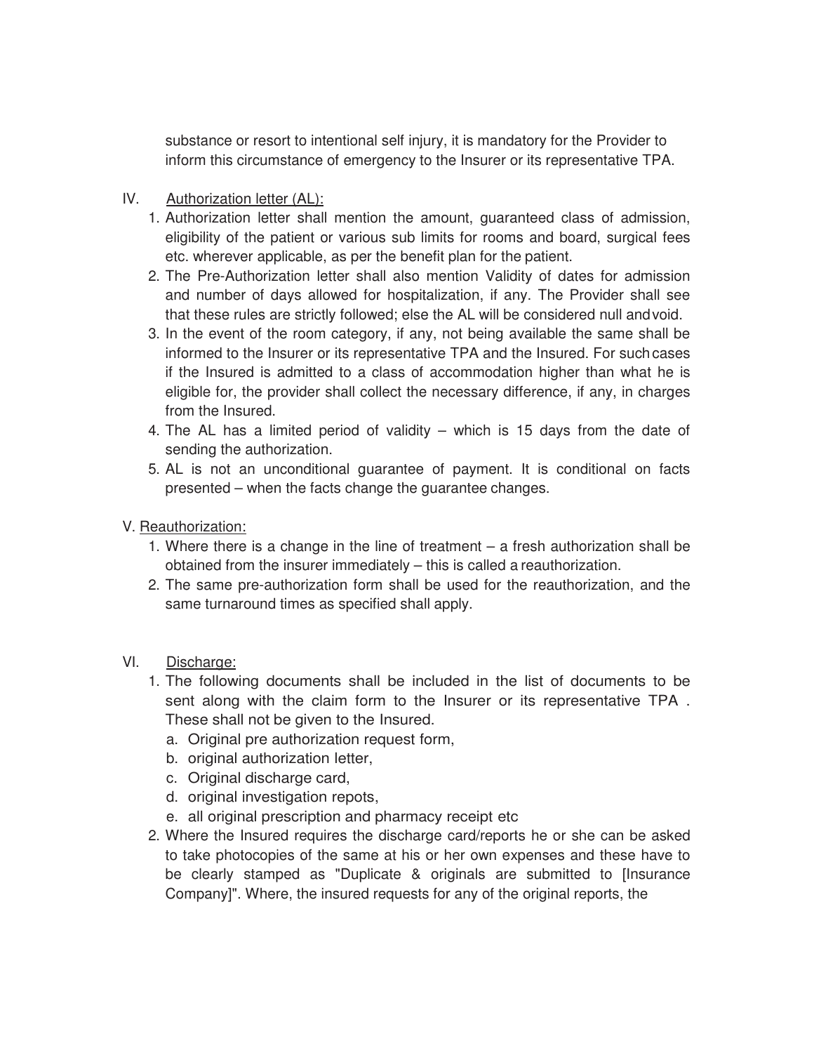substance or resort to intentional self injury, it is mandatory for the Provider to inform this circumstance of emergency to the Insurer or its representative TPA.

IV. <u>Authorization letter (AL):</u>

1. Authorization letter shall mention the amount, guaranteed class of admission, eligibility of the patient or various sub limits for rooms and board, surgical fees etc. wherever applicable, as per the benefit plan for the patient.
2. The Pre-Authorization letter shall also mention Validity of dates for admission and number of days allowed for hospitalization, if any. The Provider shall see that these rules are strictly followed; else the AL will be considered null and void.
3. In the event of the room category, if any, not being available the same shall be informed to the Insurer or its representative TPA and the Insured. For such cases if the Insured is admitted to a class of accommodation higher than what he is eligible for, the provider shall collect the necessary difference, if any, in charges from the Insured.
4. The AL has a limited period of validity – which is 15 days from the date of sending the authorization.
5. AL is not an unconditional guarantee of payment. It is conditional on facts presented – when the facts change the guarantee changes.

V. <u>Reauthorization:</u>

1. Where there is a change in the line of treatment – a fresh authorization shall be obtained from the insurer immediately – this is called a reauthorization.
2. The same pre-authorization form shall be used for the reauthorization, and the same turnaround times as specified shall apply.

VI. <u>Discharge:</u>

1. The following documents shall be included in the list of documents to be sent along with the claim form to the Insurer or its representative TPA . These shall not be given to the Insured.
   a. Original pre authorization request form,
   b. original authorization letter,
   c. Original discharge card,
   d. original investigation repots,
   e. all original prescription and pharmacy receipt etc
2. Where the Insured requires the discharge card/reports he or she can be asked to take photocopies of the same at his or her own expenses and these have to be clearly stamped as "Duplicate & originals are submitted to [Insurance Company]". Where, the insured requests for any of the original reports, the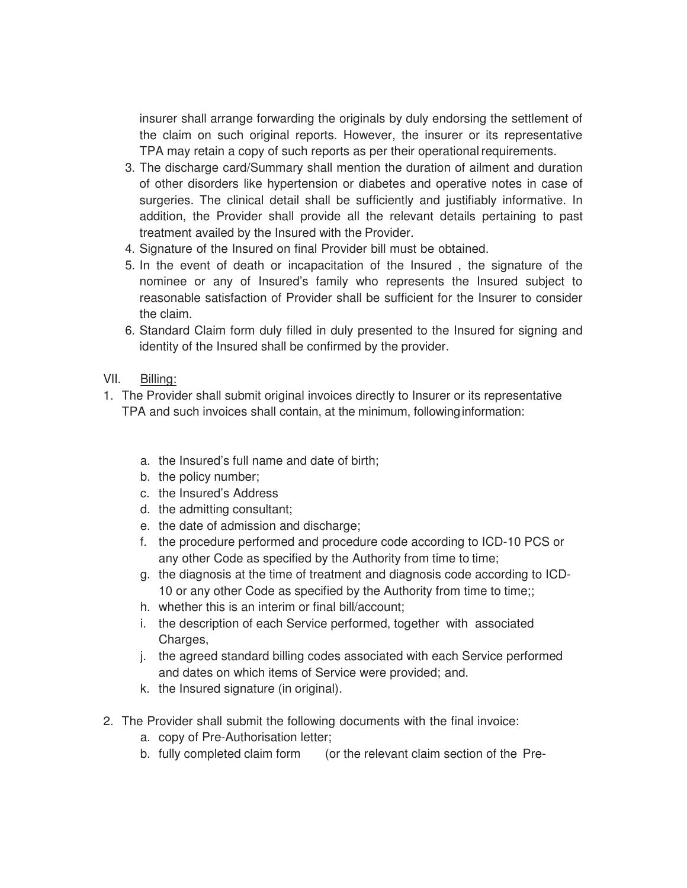insurer shall arrange forwarding the originals by duly endorsing the settlement of the claim on such original reports. However, the insurer or its representative TPA may retain a copy of such reports as per their operational requirements.

3. The discharge card/Summary shall mention the duration of ailment and duration of other disorders like hypertension or diabetes and operative notes in case of surgeries. The clinical detail shall be sufficiently and justifiably informative. In addition, the Provider shall provide all the relevant details pertaining to past treatment availed by the Insured with the Provider.
4. Signature of the Insured on final Provider bill must be obtained.
5. In the event of death or incapacitation of the Insured , the signature of the nominee or any of Insured's family who represents the Insured subject to reasonable satisfaction of Provider shall be sufficient for the Insurer to consider the claim.
6. Standard Claim form duly filled in duly presented to the Insured for signing and identity of the Insured shall be confirmed by the provider.

VII. <u>Billing:</u>

1. The Provider shall submit original invoices directly to Insurer or its representative TPA and such invoices shall contain, at the minimum, following information:

    a. the Insured's full name and date of birth;
    b. the policy number;
    c. the Insured's Address
    d. the admitting consultant;
    e. the date of admission and discharge;
    f. the procedure performed and procedure code according to ICD-10 PCS or any other Code as specified by the Authority from time to time;
    g. the diagnosis at the time of treatment and diagnosis code according to ICD-10 or any other Code as specified by the Authority from time to time;;
    h. whether this is an interim or final bill/account;
    i. the description of each Service performed, together with associated Charges,
    j. the agreed standard billing codes associated with each Service performed and dates on which items of Service were provided; and.
    k. the Insured signature (in original).

2. The Provider shall submit the following documents with the final invoice:
    a. copy of Pre-Authorisation letter;
    b. fully completed claim form (or the relevant claim section of the Pre-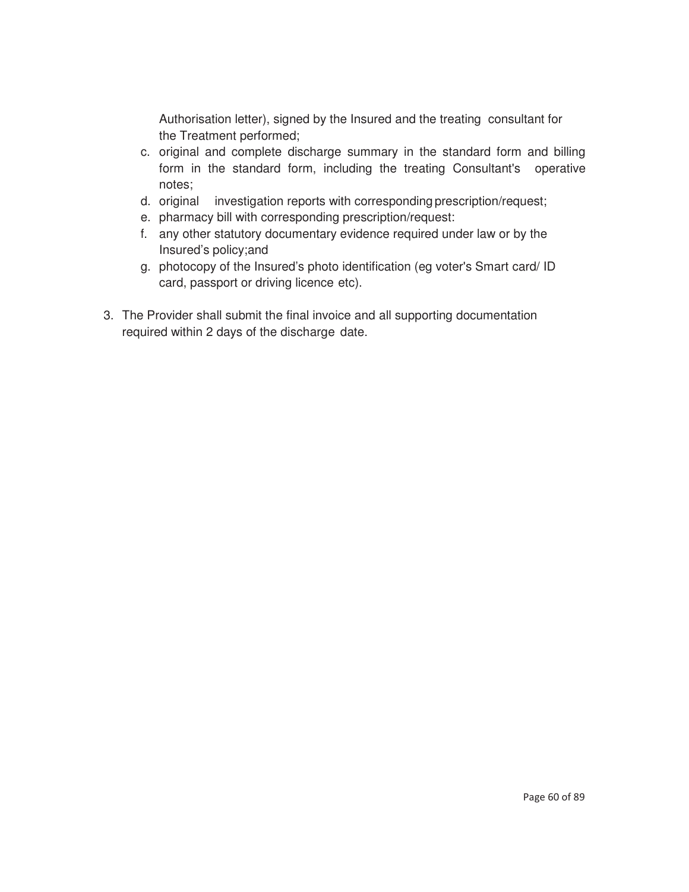Authorisation letter), signed by the Insured and the treating consultant for the Treatment performed;

c. original and complete discharge summary in the standard form and billing form in the standard form, including the treating Consultant's operative notes;
d. original investigation reports with corresponding prescription/request;
e. pharmacy bill with corresponding prescription/request:
f. any other statutory documentary evidence required under law or by the Insured's policy;and
g. photocopy of the Insured's photo identification (eg voter's Smart card/ ID card, passport or driving licence etc).

3. The Provider shall submit the final invoice and all supporting documentation required within 2 days of the discharge date.